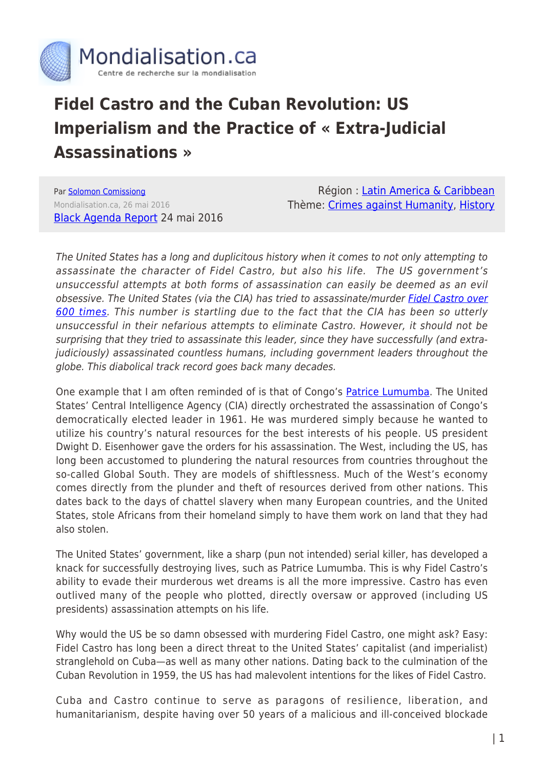Mondialisation.ca
Centre de recherche sur la mondialisation

# Fidel Castro and the Cuban Revolution: US Imperialism and the Practice of « Extra-Judicial Assassinations »

Par Solomon Comissiong
Mondialisation.ca, 26 mai 2016
Black Agenda Report 24 mai 2016

Région : Latin America & Caribbean
Thème: Crimes against Humanity, History

*The United States has a long and duplicitous history when it comes to not only attempting to assassinate the character of Fidel Castro, but also his life. The US government's unsuccessful attempts at both forms of assassination can easily be deemed as an evil obsessive. The United States (via the CIA) has tried to assassinate/murder Fidel Castro over 600 times. This number is startling due to the fact that the CIA has been so utterly unsuccessful in their nefarious attempts to eliminate Castro. However, it should not be surprising that they tried to assassinate this leader, since they have successfully (and extra-judiciously) assassinated countless humans, including government leaders throughout the globe. This diabolical track record goes back many decades.*

One example that I am often reminded of is that of Congo's Patrice Lumumba. The United States' Central Intelligence Agency (CIA) directly orchestrated the assassination of Congo's democratically elected leader in 1961. He was murdered simply because he wanted to utilize his country's natural resources for the best interests of his people. US president Dwight D. Eisenhower gave the orders for his assassination. The West, including the US, has long been accustomed to plundering the natural resources from countries throughout the so-called Global South. They are models of shiftlessness. Much of the West's economy comes directly from the plunder and theft of resources derived from other nations. This dates back to the days of chattel slavery when many European countries, and the United States, stole Africans from their homeland simply to have them work on land that they had also stolen.

The United States' government, like a sharp (pun not intended) serial killer, has developed a knack for successfully destroying lives, such as Patrice Lumumba. This is why Fidel Castro's ability to evade their murderous wet dreams is all the more impressive. Castro has even outlived many of the people who plotted, directly oversaw or approved (including US presidents) assassination attempts on his life.

Why would the US be so damn obsessed with murdering Fidel Castro, one might ask? Easy: Fidel Castro has long been a direct threat to the United States' capitalist (and imperialist) stranglehold on Cuba—as well as many other nations. Dating back to the culmination of the Cuban Revolution in 1959, the US has had malevolent intentions for the likes of Fidel Castro.

Cuba and Castro continue to serve as paragons of resilience, liberation, and humanitarianism, despite having over 50 years of a malicious and ill-conceived blockade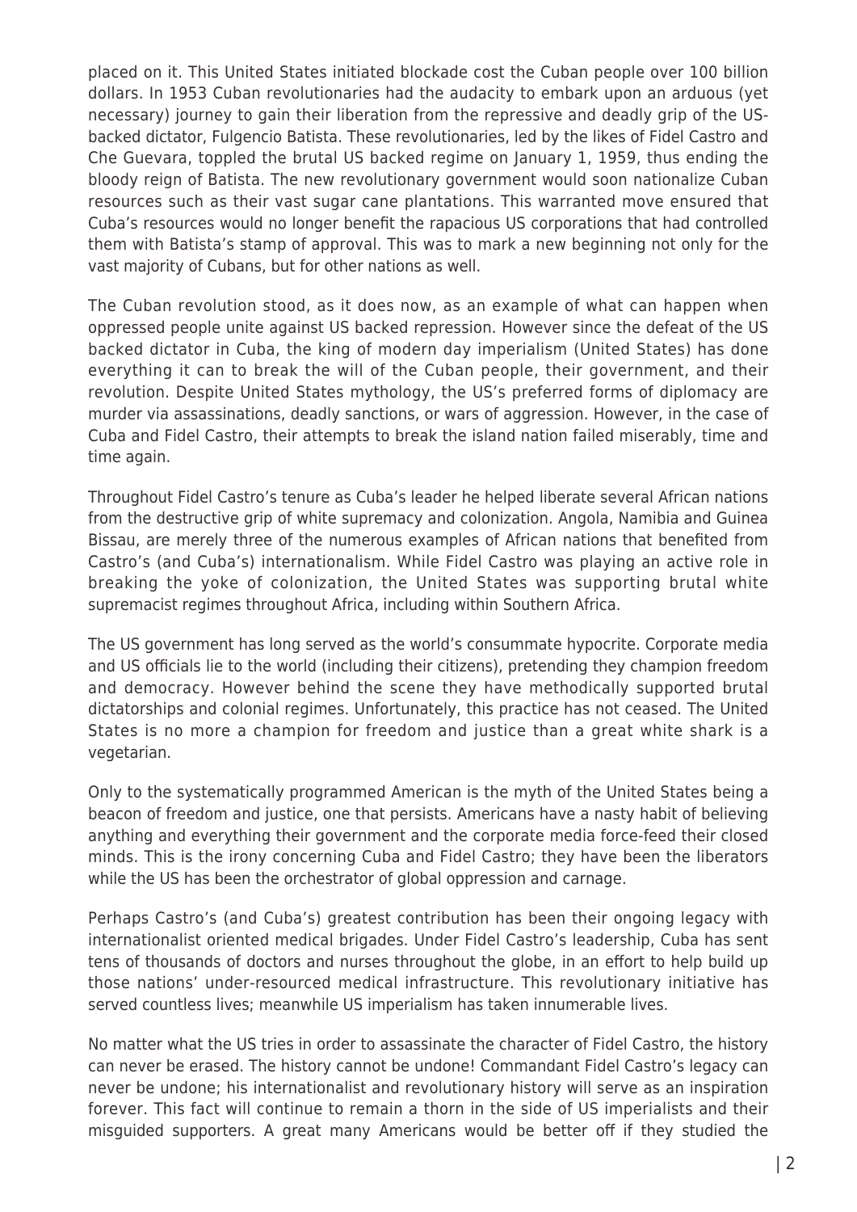placed on it. This United States initiated blockade cost the Cuban people over 100 billion dollars. In 1953 Cuban revolutionaries had the audacity to embark upon an arduous (yet necessary) journey to gain their liberation from the repressive and deadly grip of the US-backed dictator, Fulgencio Batista. These revolutionaries, led by the likes of Fidel Castro and Che Guevara, toppled the brutal US backed regime on January 1, 1959, thus ending the bloody reign of Batista. The new revolutionary government would soon nationalize Cuban resources such as their vast sugar cane plantations. This warranted move ensured that Cuba's resources would no longer benefit the rapacious US corporations that had controlled them with Batista's stamp of approval. This was to mark a new beginning not only for the vast majority of Cubans, but for other nations as well.

The Cuban revolution stood, as it does now, as an example of what can happen when oppressed people unite against US backed repression. However since the defeat of the US backed dictator in Cuba, the king of modern day imperialism (United States) has done everything it can to break the will of the Cuban people, their government, and their revolution. Despite United States mythology, the US's preferred forms of diplomacy are murder via assassinations, deadly sanctions, or wars of aggression. However, in the case of Cuba and Fidel Castro, their attempts to break the island nation failed miserably, time and time again.

Throughout Fidel Castro's tenure as Cuba's leader he helped liberate several African nations from the destructive grip of white supremacy and colonization. Angola, Namibia and Guinea Bissau, are merely three of the numerous examples of African nations that benefited from Castro's (and Cuba's) internationalism. While Fidel Castro was playing an active role in breaking the yoke of colonization, the United States was supporting brutal white supremacist regimes throughout Africa, including within Southern Africa.

The US government has long served as the world's consummate hypocrite. Corporate media and US officials lie to the world (including their citizens), pretending they champion freedom and democracy. However behind the scene they have methodically supported brutal dictatorships and colonial regimes. Unfortunately, this practice has not ceased. The United States is no more a champion for freedom and justice than a great white shark is a vegetarian.

Only to the systematically programmed American is the myth of the United States being a beacon of freedom and justice, one that persists. Americans have a nasty habit of believing anything and everything their government and the corporate media force-feed their closed minds. This is the irony concerning Cuba and Fidel Castro; they have been the liberators while the US has been the orchestrator of global oppression and carnage.

Perhaps Castro's (and Cuba's) greatest contribution has been their ongoing legacy with internationalist oriented medical brigades. Under Fidel Castro's leadership, Cuba has sent tens of thousands of doctors and nurses throughout the globe, in an effort to help build up those nations' under-resourced medical infrastructure. This revolutionary initiative has served countless lives; meanwhile US imperialism has taken innumerable lives.

No matter what the US tries in order to assassinate the character of Fidel Castro, the history can never be erased. The history cannot be undone! Commandant Fidel Castro's legacy can never be undone; his internationalist and revolutionary history will serve as an inspiration forever. This fact will continue to remain a thorn in the side of US imperialists and their misguided supporters. A great many Americans would be better off if they studied the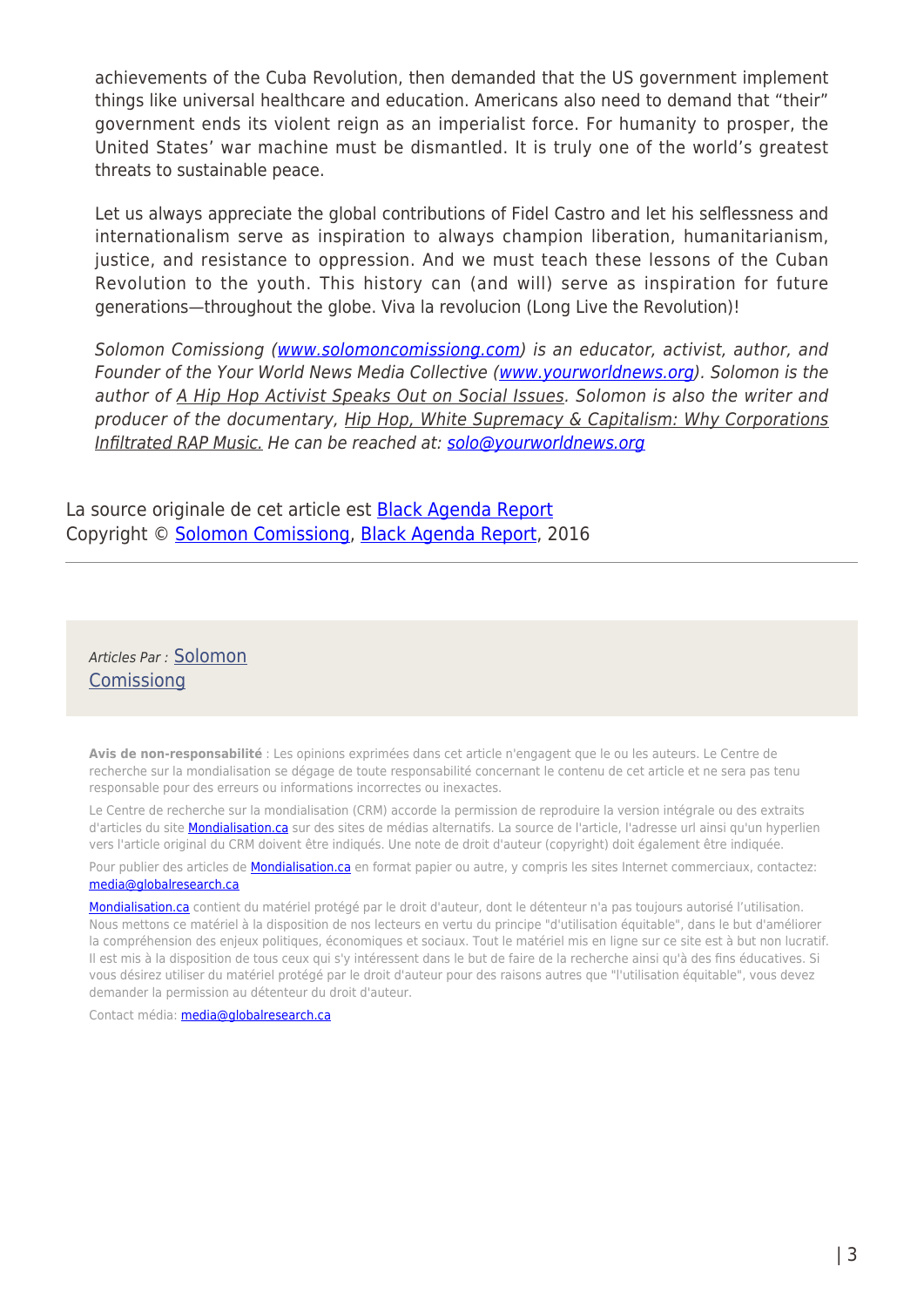achievements of the Cuba Revolution, then demanded that the US government implement things like universal healthcare and education. Americans also need to demand that "their" government ends its violent reign as an imperialist force. For humanity to prosper, the United States' war machine must be dismantled. It is truly one of the world's greatest threats to sustainable peace.

Let us always appreciate the global contributions of Fidel Castro and let his selflessness and internationalism serve as inspiration to always champion liberation, humanitarianism, justice, and resistance to oppression. And we must teach these lessons of the Cuban Revolution to the youth. This history can (and will) serve as inspiration for future generations—throughout the globe. Viva la revolucion (Long Live the Revolution)!

*Solomon Comissiong ([www.solomoncomissiong.com](www.solomoncomissiong.com)) is an educator, activist, author, and Founder of the Your World News Media Collective ([www.yourworldnews.org](www.yourworldnews.org)). Solomon is the author of A Hip Hop Activist Speaks Out on Social Issues. Solomon is also the writer and producer of the documentary, Hip Hop, White Supremacy & Capitalism: Why Corporations Infiltrated RAP Music. He can be reached at: [solo@yourworldnews.org](mailto:solo@yourworldnews.org)*

La source originale de cet article est Black Agenda Report
Copyright © Solomon Comissiong, Black Agenda Report, 2016

---

*Articles Par :* Solomon Comissiong

**Avis de non-responsabilité** : Les opinions exprimées dans cet article n'engagent que le ou les auteurs. Le Centre de recherche sur la mondialisation se dégage de toute responsabilité concernant le contenu de cet article et ne sera pas tenu responsable pour des erreurs ou informations incorrectes ou inexactes.

Le Centre de recherche sur la mondialisation (CRM) accorde la permission de reproduire la version intégrale ou des extraits d'articles du site Mondialisation.ca sur des sites de médias alternatifs. La source de l'article, l'adresse url ainsi qu'un hyperlien vers l'article original du CRM doivent être indiqués. Une note de droit d'auteur (copyright) doit également être indiquée.

Pour publier des articles de Mondialisation.ca en format papier ou autre, y compris les sites Internet commerciaux, contactez: media@globalresearch.ca

Mondialisation.ca contient du matériel protégé par le droit d'auteur, dont le détenteur n'a pas toujours autorisé l'utilisation. Nous mettons ce matériel à la disposition de nos lecteurs en vertu du principe "d'utilisation équitable", dans le but d'améliorer la compréhension des enjeux politiques, économiques et sociaux. Tout le matériel mis en ligne sur ce site est à but non lucratif. Il est mis à la disposition de tous ceux qui s'y intéressent dans le but de faire de la recherche ainsi qu'à des fins éducatives. Si vous désirez utiliser du matériel protégé par le droit d'auteur pour des raisons autres que "l'utilisation équitable", vous devez demander la permission au détenteur du droit d'auteur.

Contact média: media@globalresearch.ca